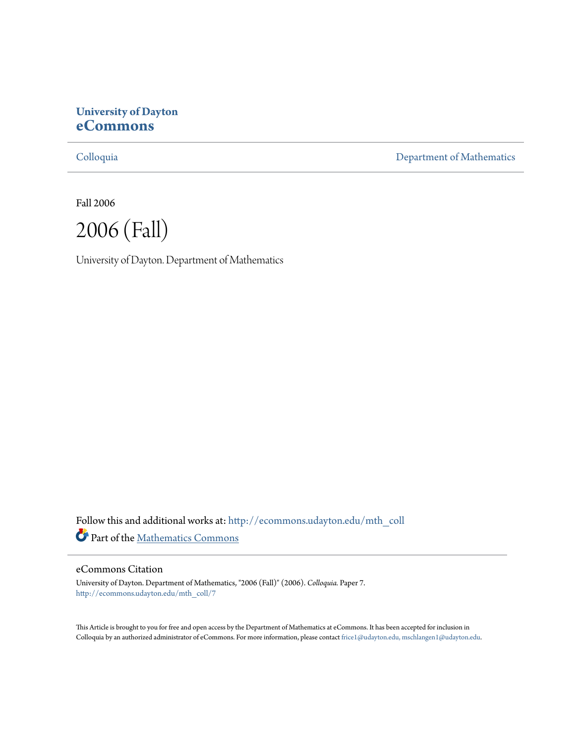**University of Dayton**
**eCommons**

Colloquia | Department of Mathematics

Fall 2006

# 2006 (Fall)

University of Dayton. Department of Mathematics

Follow this and additional works at: http://ecommons.udayton.edu/mth_coll

Part of the Mathematics Commons

## eCommons Citation

University of Dayton. Department of Mathematics, "2006 (Fall)" (2006). *Colloquia.* Paper 7.
http://ecommons.udayton.edu/mth_coll/7

This Article is brought to you for free and open access by the Department of Mathematics at eCommons. It has been accepted for inclusion in Colloquia by an authorized administrator of eCommons. For more information, please contact frice1@udayton.edu, mschlangen1@udayton.edu.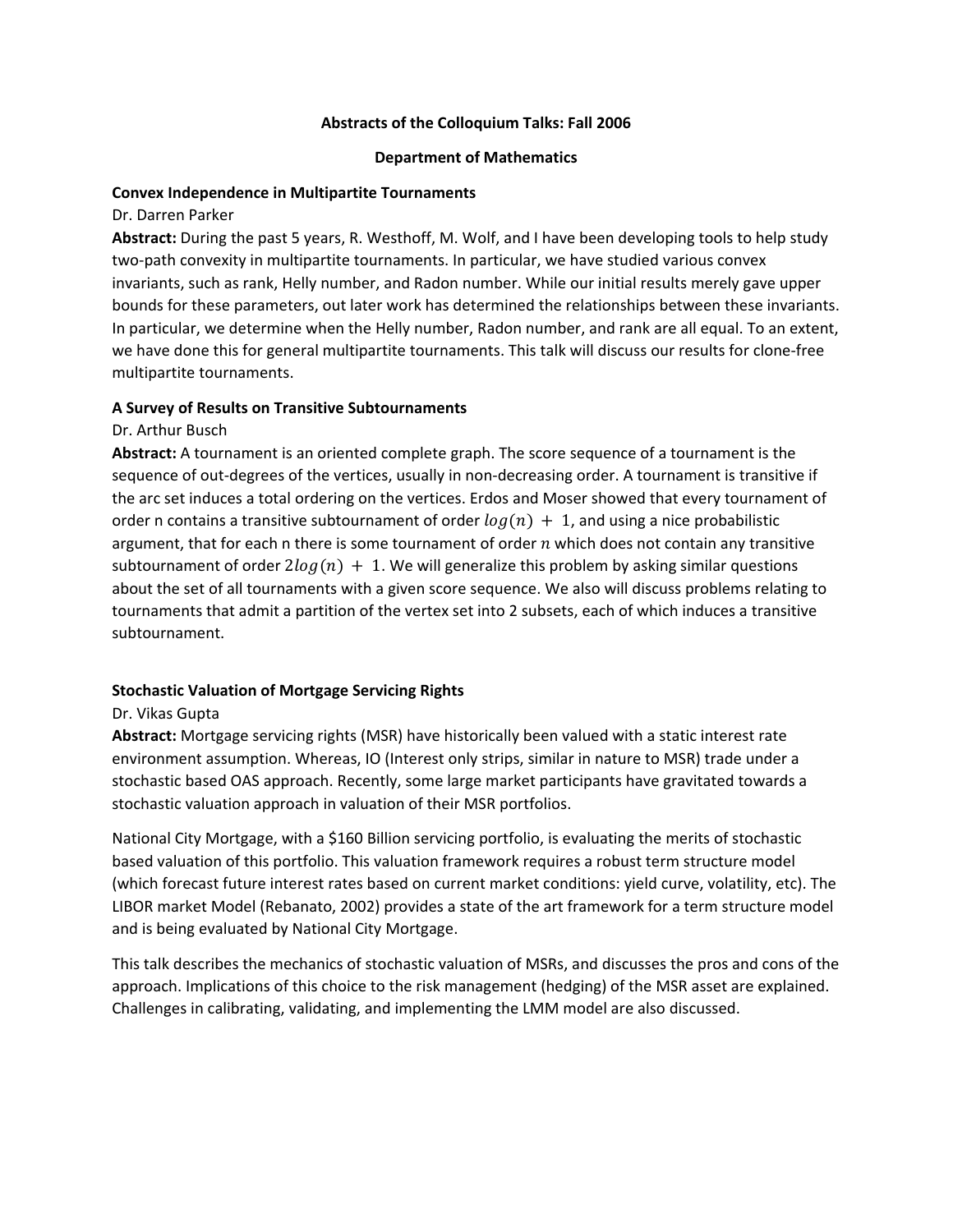**Abstracts of the Colloquium Talks: Fall 2006**

**Department of Mathematics**

**Convex Independence in Multipartite Tournaments**

Dr. Darren Parker

**Abstract:** During the past 5 years, R. Westhoff, M. Wolf, and I have been developing tools to help study two-path convexity in multipartite tournaments. In particular, we have studied various convex invariants, such as rank, Helly number, and Radon number. While our initial results merely gave upper bounds for these parameters, out later work has determined the relationships between these invariants. In particular, we determine when the Helly number, Radon number, and rank are all equal. To an extent, we have done this for general multipartite tournaments. This talk will discuss our results for clone-free multipartite tournaments.

**A Survey of Results on Transitive Subtournaments**

Dr. Arthur Busch

**Abstract:** A tournament is an oriented complete graph. The score sequence of a tournament is the sequence of out-degrees of the vertices, usually in non-decreasing order. A tournament is transitive if the arc set induces a total ordering on the vertices. Erdos and Moser showed that every tournament of order n contains a transitive subtournament of order $log(n) + 1$, and using a nice probabilistic argument, that for each n there is some tournament of order $n$ which does not contain any transitive subtournament of order $2log(n) + 1$. We will generalize this problem by asking similar questions about the set of all tournaments with a given score sequence. We also will discuss problems relating to tournaments that admit a partition of the vertex set into 2 subsets, each of which induces a transitive subtournament.

**Stochastic Valuation of Mortgage Servicing Rights**

Dr. Vikas Gupta

**Abstract:** Mortgage servicing rights (MSR) have historically been valued with a static interest rate environment assumption. Whereas, IO (Interest only strips, similar in nature to MSR) trade under a stochastic based OAS approach. Recently, some large market participants have gravitated towards a stochastic valuation approach in valuation of their MSR portfolios.

National City Mortgage, with a $160 Billion servicing portfolio, is evaluating the merits of stochastic based valuation of this portfolio. This valuation framework requires a robust term structure model (which forecast future interest rates based on current market conditions: yield curve, volatility, etc). The LIBOR market Model (Rebanato, 2002) provides a state of the art framework for a term structure model and is being evaluated by National City Mortgage.

This talk describes the mechanics of stochastic valuation of MSRs, and discusses the pros and cons of the approach. Implications of this choice to the risk management (hedging) of the MSR asset are explained. Challenges in calibrating, validating, and implementing the LMM model are also discussed.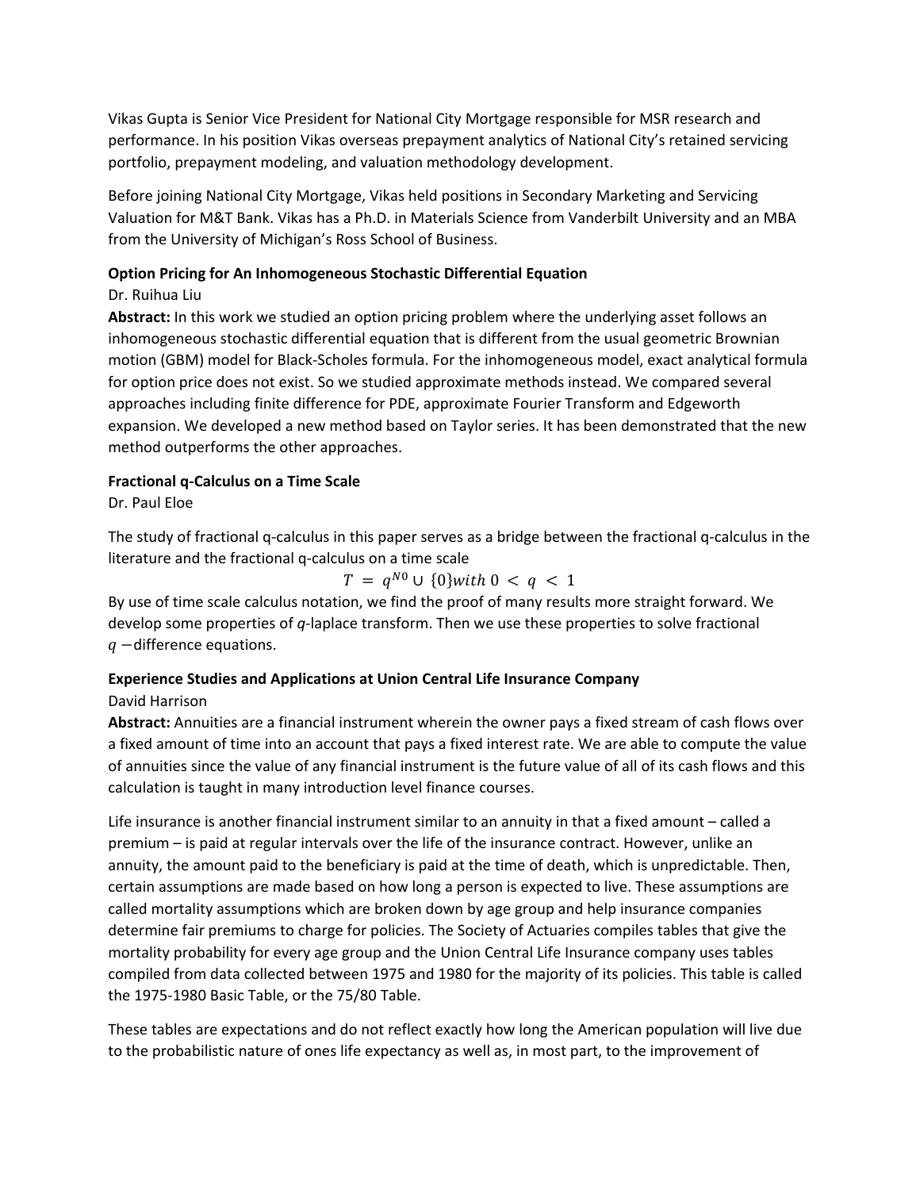Vikas Gupta is Senior Vice President for National City Mortgage responsible for MSR research and performance. In his position Vikas overseas prepayment analytics of National City's retained servicing portfolio, prepayment modeling, and valuation methodology development.

Before joining National City Mortgage, Vikas held positions in Secondary Marketing and Servicing Valuation for M&T Bank. Vikas has a Ph.D. in Materials Science from Vanderbilt University and an MBA from the University of Michigan's Ross School of Business.

**Option Pricing for An Inhomogeneous Stochastic Differential Equation**

Dr. Ruihua Liu

**Abstract:** In this work we studied an option pricing problem where the underlying asset follows an inhomogeneous stochastic differential equation that is different from the usual geometric Brownian motion (GBM) model for Black-Scholes formula. For the inhomogeneous model, exact analytical formula for option price does not exist. So we studied approximate methods instead. We compared several approaches including finite difference for PDE, approximate Fourier Transform and Edgeworth expansion. We developed a new method based on Taylor series. It has been demonstrated that the new method outperforms the other approaches.

**Fractional q-Calculus on a Time Scale**

Dr. Paul Eloe

The study of fractional q-calculus in this paper serves as a bridge between the fractional q-calculus in the literature and the fractional q-calculus on a time scale

$$T = q^{N0} \cup \{0\} with\ 0 < q < 1$$

By use of time scale calculus notation, we find the proof of many results more straight forward. We develop some properties of $q$-laplace transform. Then we use these properties to solve fractional $q$ −difference equations.

**Experience Studies and Applications at Union Central Life Insurance Company**

David Harrison

**Abstract:** Annuities are a financial instrument wherein the owner pays a fixed stream of cash flows over a fixed amount of time into an account that pays a fixed interest rate. We are able to compute the value of annuities since the value of any financial instrument is the future value of all of its cash flows and this calculation is taught in many introduction level finance courses.

Life insurance is another financial instrument similar to an annuity in that a fixed amount – called a premium – is paid at regular intervals over the life of the insurance contract. However, unlike an annuity, the amount paid to the beneficiary is paid at the time of death, which is unpredictable. Then, certain assumptions are made based on how long a person is expected to live. These assumptions are called mortality assumptions which are broken down by age group and help insurance companies determine fair premiums to charge for policies. The Society of Actuaries compiles tables that give the mortality probability for every age group and the Union Central Life Insurance company uses tables compiled from data collected between 1975 and 1980 for the majority of its policies. This table is called the 1975-1980 Basic Table, or the 75/80 Table.

These tables are expectations and do not reflect exactly how long the American population will live due to the probabilistic nature of ones life expectancy as well as, in most part, to the improvement of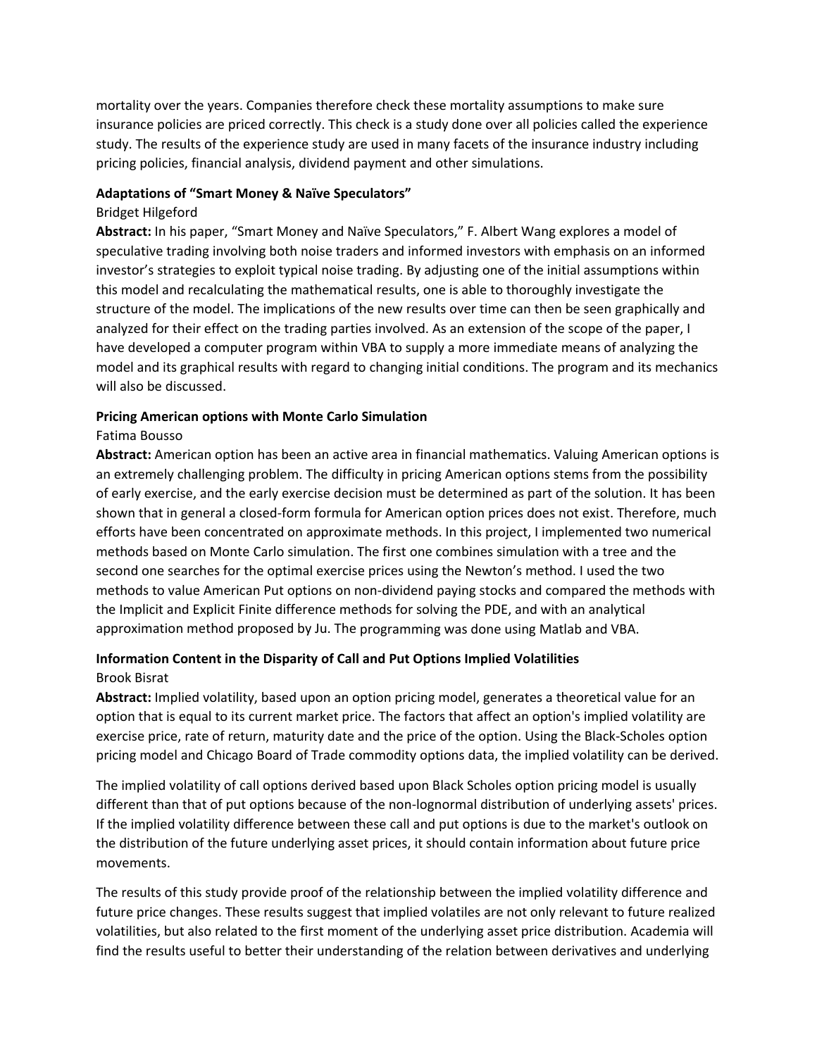mortality over the years. Companies therefore check these mortality assumptions to make sure insurance policies are priced correctly. This check is a study done over all policies called the experience study. The results of the experience study are used in many facets of the insurance industry including pricing policies, financial analysis, dividend payment and other simulations.

**Adaptations of "Smart Money & Naïve Speculators"**

Bridget Hilgeford

**Abstract:** In his paper, "Smart Money and Naïve Speculators," F. Albert Wang explores a model of speculative trading involving both noise traders and informed investors with emphasis on an informed investor's strategies to exploit typical noise trading. By adjusting one of the initial assumptions within this model and recalculating the mathematical results, one is able to thoroughly investigate the structure of the model. The implications of the new results over time can then be seen graphically and analyzed for their effect on the trading parties involved. As an extension of the scope of the paper, I have developed a computer program within VBA to supply a more immediate means of analyzing the model and its graphical results with regard to changing initial conditions. The program and its mechanics will also be discussed.

**Pricing American options with Monte Carlo Simulation**

Fatima Bousso

**Abstract:** American option has been an active area in financial mathematics. Valuing American options is an extremely challenging problem. The difficulty in pricing American options stems from the possibility of early exercise, and the early exercise decision must be determined as part of the solution. It has been shown that in general a closed-form formula for American option prices does not exist. Therefore, much efforts have been concentrated on approximate methods. In this project, I implemented two numerical methods based on Monte Carlo simulation. The first one combines simulation with a tree and the second one searches for the optimal exercise prices using the Newton's method. I used the two methods to value American Put options on non-dividend paying stocks and compared the methods with the Implicit and Explicit Finite difference methods for solving the PDE, and with an analytical approximation method proposed by Ju. The programming was done using Matlab and VBA.

**Information Content in the Disparity of Call and Put Options Implied Volatilities**

Brook Bisrat

**Abstract:** Implied volatility, based upon an option pricing model, generates a theoretical value for an option that is equal to its current market price. The factors that affect an option's implied volatility are exercise price, rate of return, maturity date and the price of the option. Using the Black-Scholes option pricing model and Chicago Board of Trade commodity options data, the implied volatility can be derived.

The implied volatility of call options derived based upon Black Scholes option pricing model is usually different than that of put options because of the non-lognormal distribution of underlying assets' prices. If the implied volatility difference between these call and put options is due to the market's outlook on the distribution of the future underlying asset prices, it should contain information about future price movements.

The results of this study provide proof of the relationship between the implied volatility difference and future price changes. These results suggest that implied volatiles are not only relevant to future realized volatilities, but also related to the first moment of the underlying asset price distribution. Academia will find the results useful to better their understanding of the relation between derivatives and underlying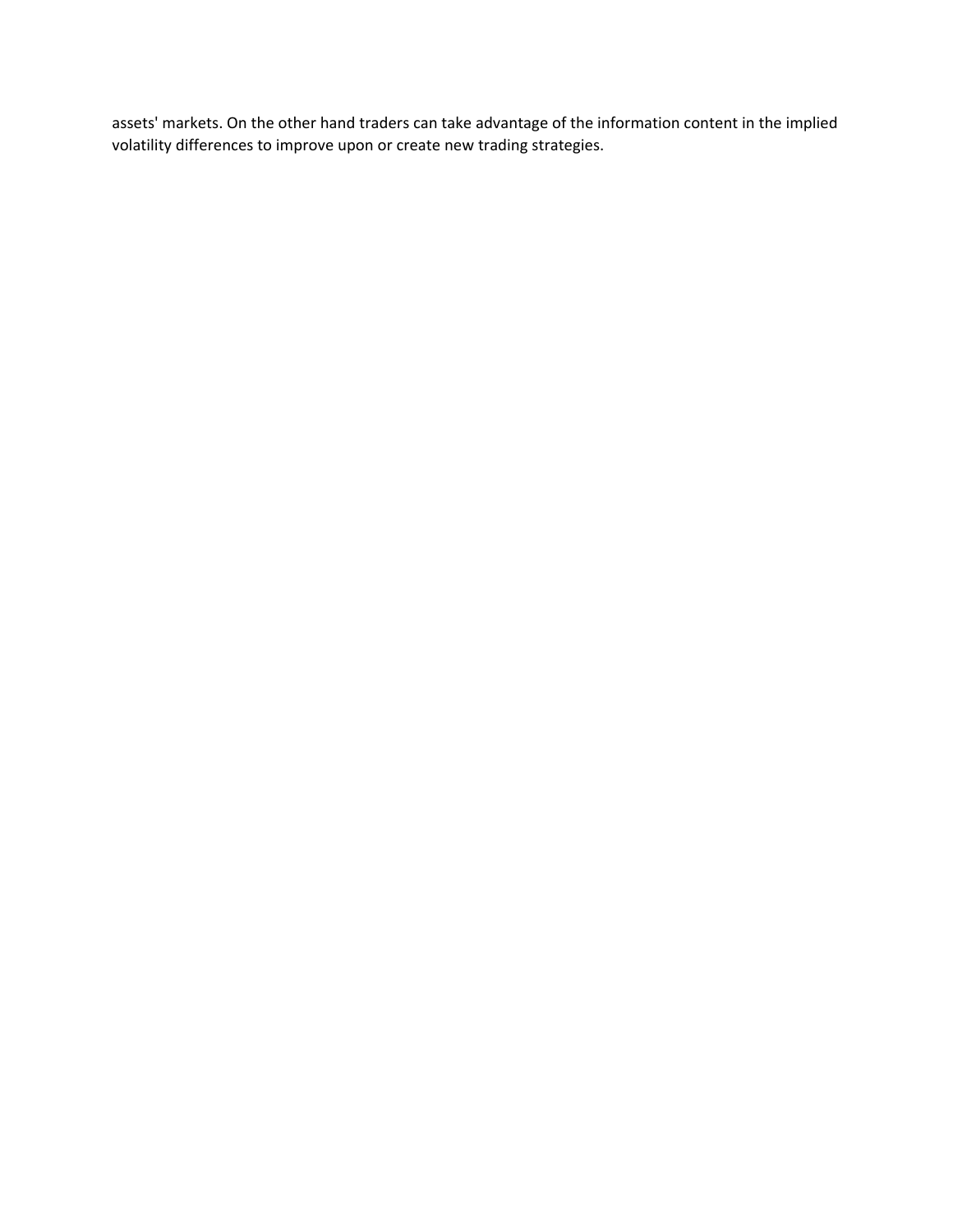assets' markets. On the other hand traders can take advantage of the information content in the implied volatility differences to improve upon or create new trading strategies.